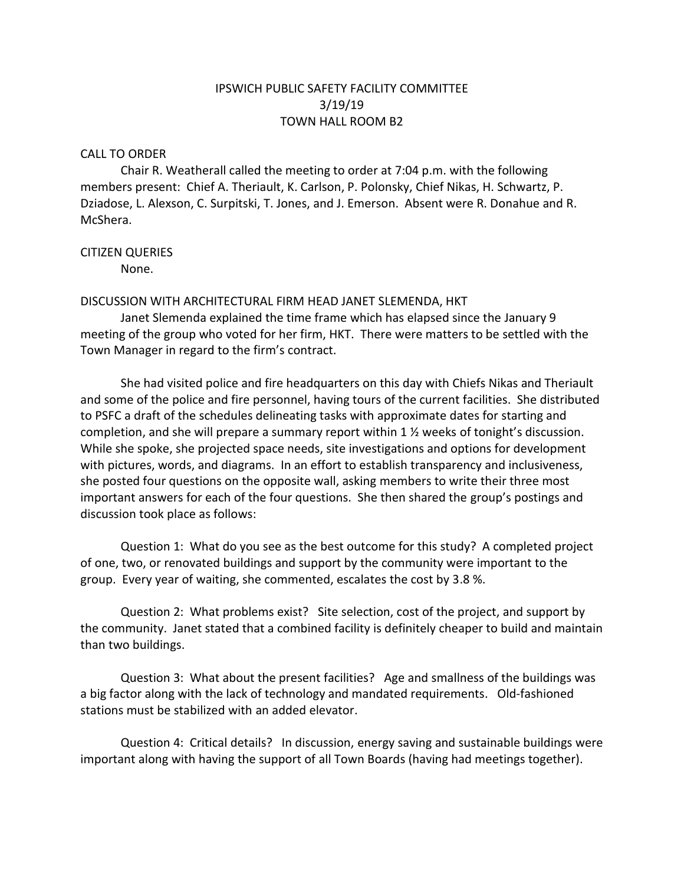# IPSWICH PUBLIC SAFETY FACILITY COMMITTEE
## 3/19/19
## TOWN HALL ROOM B2

CALL TO ORDER

Chair R. Weatherall called the meeting to order at 7:04 p.m. with the following members present: Chief A. Theriault, K. Carlson, P. Polonsky, Chief Nikas, H. Schwartz, P. Dziadose, L. Alexson, C. Surpitski, T. Jones, and J. Emerson. Absent were R. Donahue and R. McShera.

CITIZEN QUERIES

None.

DISCUSSION WITH ARCHITECTURAL FIRM HEAD JANET SLEMENDA, HKT

Janet Slemenda explained the time frame which has elapsed since the January 9 meeting of the group who voted for her firm, HKT. There were matters to be settled with the Town Manager in regard to the firm's contract.

She had visited police and fire headquarters on this day with Chiefs Nikas and Theriault and some of the police and fire personnel, having tours of the current facilities. She distributed to PSFC a draft of the schedules delineating tasks with approximate dates for starting and completion, and she will prepare a summary report within 1 ½ weeks of tonight's discussion. While she spoke, she projected space needs, site investigations and options for development with pictures, words, and diagrams. In an effort to establish transparency and inclusiveness, she posted four questions on the opposite wall, asking members to write their three most important answers for each of the four questions. She then shared the group's postings and discussion took place as follows:

Question 1: What do you see as the best outcome for this study? A completed project of one, two, or renovated buildings and support by the community were important to the group. Every year of waiting, she commented, escalates the cost by 3.8 %.

Question 2: What problems exist? Site selection, cost of the project, and support by the community. Janet stated that a combined facility is definitely cheaper to build and maintain than two buildings.

Question 3: What about the present facilities? Age and smallness of the buildings was a big factor along with the lack of technology and mandated requirements. Old-fashioned stations must be stabilized with an added elevator.

Question 4: Critical details? In discussion, energy saving and sustainable buildings were important along with having the support of all Town Boards (having had meetings together).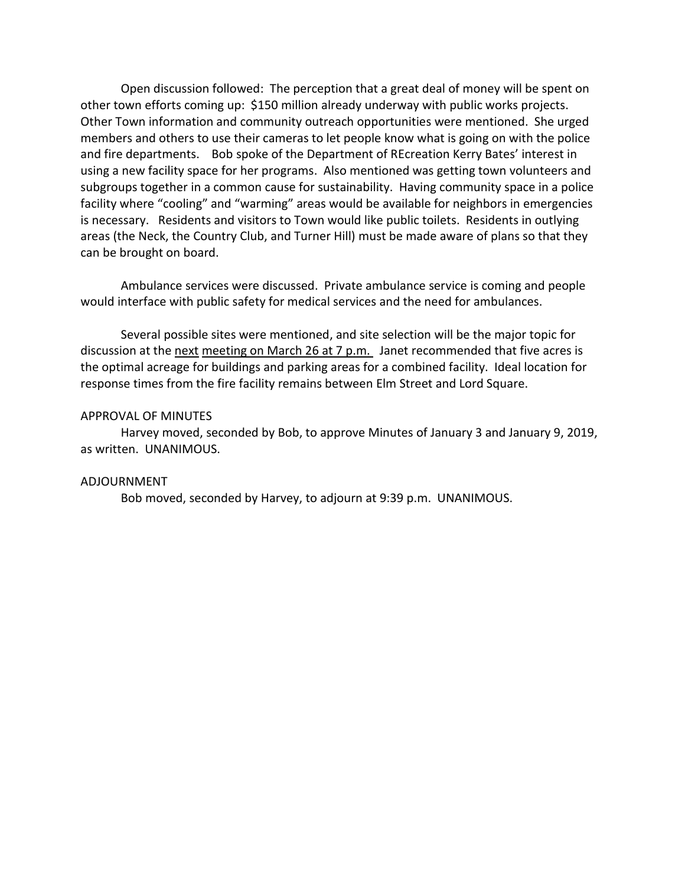Open discussion followed: The perception that a great deal of money will be spent on other town efforts coming up: $150 million already underway with public works projects. Other Town information and community outreach opportunities were mentioned. She urged members and others to use their cameras to let people know what is going on with the police and fire departments. Bob spoke of the Department of REcreation Kerry Bates' interest in using a new facility space for her programs. Also mentioned was getting town volunteers and subgroups together in a common cause for sustainability. Having community space in a police facility where "cooling" and "warming" areas would be available for neighbors in emergencies is necessary. Residents and visitors to Town would like public toilets. Residents in outlying areas (the Neck, the Country Club, and Turner Hill) must be made aware of plans so that they can be brought on board.

Ambulance services were discussed. Private ambulance service is coming and people would interface with public safety for medical services and the need for ambulances.

Several possible sites were mentioned, and site selection will be the major topic for discussion at the next meeting on March 26 at 7 p.m. Janet recommended that five acres is the optimal acreage for buildings and parking areas for a combined facility. Ideal location for response times from the fire facility remains between Elm Street and Lord Square.

APPROVAL OF MINUTES

Harvey moved, seconded by Bob, to approve Minutes of January 3 and January 9, 2019, as written. UNANIMOUS.

ADJOURNMENT

Bob moved, seconded by Harvey, to adjourn at 9:39 p.m. UNANIMOUS.